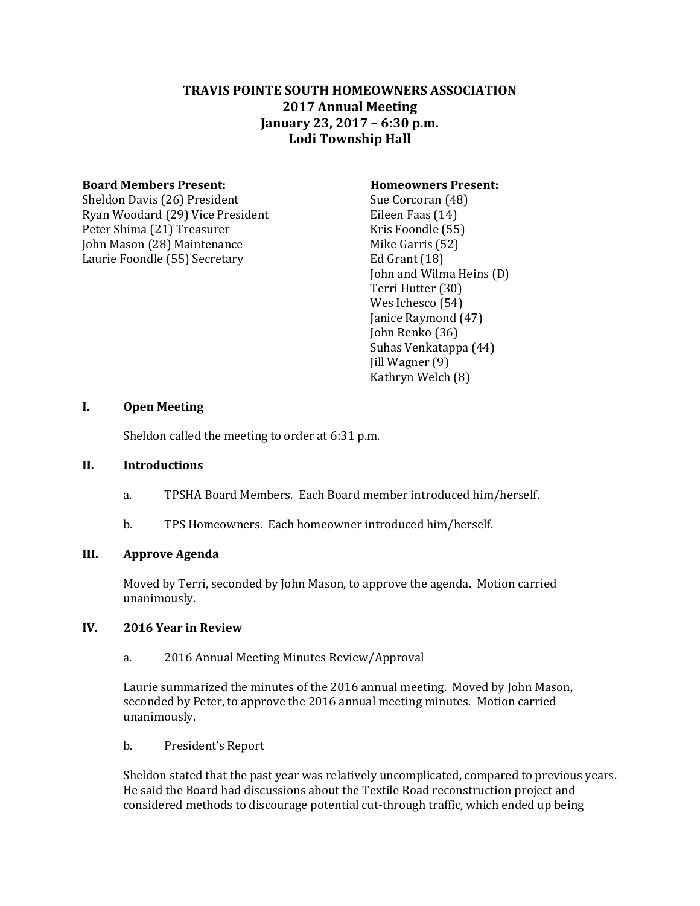# TRAVIS POINTE SOUTH HOMEOWNERS ASSOCIATION
## 2017 Annual Meeting
## January 23, 2017 – 6:30 p.m.
## Lodi Township Hall

**Board Members Present:**
Sheldon Davis (26) President
Ryan Woodard (29) Vice President
Peter Shima (21) Treasurer
John Mason (28) Maintenance
Laurie Foondle (55) Secretary

**Homeowners Present:**
Sue Corcoran (48)
Eileen Faas (14)
Kris Foondle (55)
Mike Garris (52)
Ed Grant (18)
John and Wilma Heins (D)
Terri Hutter (30)
Wes Ichesco (54)
Janice Raymond (47)
John Renko (36)
Suhas Venkatappa (44)
Jill Wagner (9)
Kathryn Welch (8)

### I. Open Meeting

Sheldon called the meeting to order at 6:31 p.m.

### II. Introductions

a. TPSHA Board Members. Each Board member introduced him/herself.

b. TPS Homeowners. Each homeowner introduced him/herself.

### III. Approve Agenda

Moved by Terri, seconded by John Mason, to approve the agenda. Motion carried unanimously.

### IV. 2016 Year in Review

a. 2016 Annual Meeting Minutes Review/Approval

Laurie summarized the minutes of the 2016 annual meeting. Moved by John Mason, seconded by Peter, to approve the 2016 annual meeting minutes. Motion carried unanimously.

b. President's Report

Sheldon stated that the past year was relatively uncomplicated, compared to previous years. He said the Board had discussions about the Textile Road reconstruction project and considered methods to discourage potential cut-through traffic, which ended up being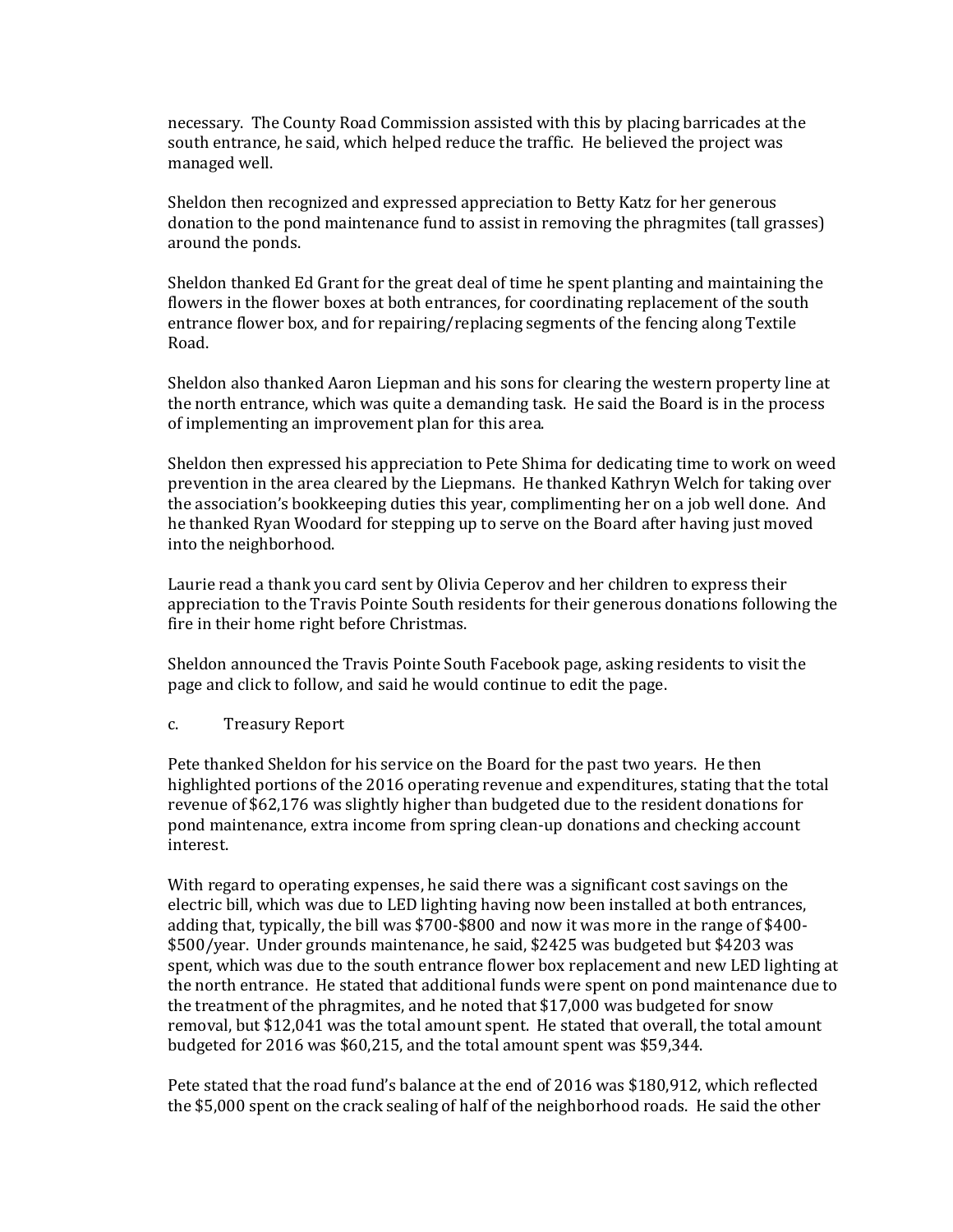necessary. The County Road Commission assisted with this by placing barricades at the south entrance, he said, which helped reduce the traffic. He believed the project was managed well.

Sheldon then recognized and expressed appreciation to Betty Katz for her generous donation to the pond maintenance fund to assist in removing the phragmites (tall grasses) around the ponds.

Sheldon thanked Ed Grant for the great deal of time he spent planting and maintaining the flowers in the flower boxes at both entrances, for coordinating replacement of the south entrance flower box, and for repairing/replacing segments of the fencing along Textile Road.

Sheldon also thanked Aaron Liepman and his sons for clearing the western property line at the north entrance, which was quite a demanding task. He said the Board is in the process of implementing an improvement plan for this area.

Sheldon then expressed his appreciation to Pete Shima for dedicating time to work on weed prevention in the area cleared by the Liepmans. He thanked Kathryn Welch for taking over the association's bookkeeping duties this year, complimenting her on a job well done. And he thanked Ryan Woodard for stepping up to serve on the Board after having just moved into the neighborhood.

Laurie read a thank you card sent by Olivia Ceperov and her children to express their appreciation to the Travis Pointe South residents for their generous donations following the fire in their home right before Christmas.

Sheldon announced the Travis Pointe South Facebook page, asking residents to visit the page and click to follow, and said he would continue to edit the page.

c. Treasury Report

Pete thanked Sheldon for his service on the Board for the past two years. He then highlighted portions of the 2016 operating revenue and expenditures, stating that the total revenue of $62,176 was slightly higher than budgeted due to the resident donations for pond maintenance, extra income from spring clean-up donations and checking account interest.

With regard to operating expenses, he said there was a significant cost savings on the electric bill, which was due to LED lighting having now been installed at both entrances, adding that, typically, the bill was $700-$800 and now it was more in the range of $400-$500/year. Under grounds maintenance, he said, $2425 was budgeted but $4203 was spent, which was due to the south entrance flower box replacement and new LED lighting at the north entrance. He stated that additional funds were spent on pond maintenance due to the treatment of the phragmites, and he noted that $17,000 was budgeted for snow removal, but $12,041 was the total amount spent. He stated that overall, the total amount budgeted for 2016 was $60,215, and the total amount spent was $59,344.

Pete stated that the road fund's balance at the end of 2016 was $180,912, which reflected the $5,000 spent on the crack sealing of half of the neighborhood roads. He said the other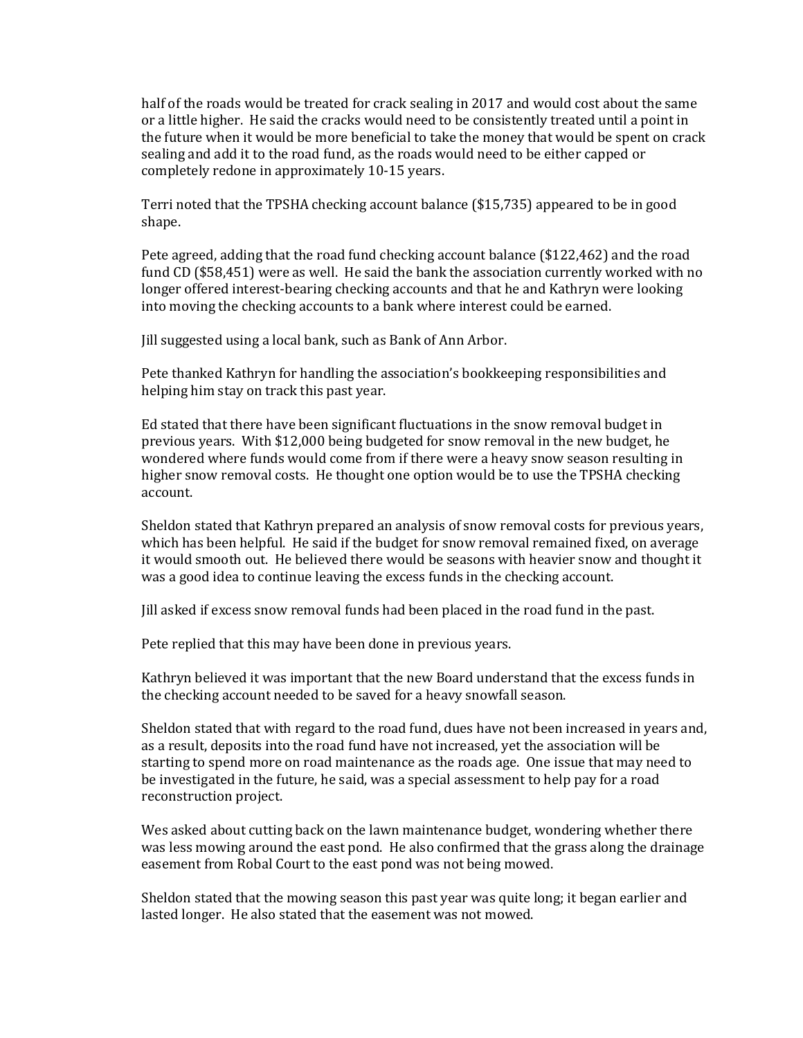half of the roads would be treated for crack sealing in 2017 and would cost about the same or a little higher. He said the cracks would need to be consistently treated until a point in the future when it would be more beneficial to take the money that would be spent on crack sealing and add it to the road fund, as the roads would need to be either capped or completely redone in approximately 10-15 years.

Terri noted that the TPSHA checking account balance ($15,735) appeared to be in good shape.

Pete agreed, adding that the road fund checking account balance ($122,462) and the road fund CD ($58,451) were as well. He said the bank the association currently worked with no longer offered interest-bearing checking accounts and that he and Kathryn were looking into moving the checking accounts to a bank where interest could be earned.

Jill suggested using a local bank, such as Bank of Ann Arbor.

Pete thanked Kathryn for handling the association's bookkeeping responsibilities and helping him stay on track this past year.

Ed stated that there have been significant fluctuations in the snow removal budget in previous years. With $12,000 being budgeted for snow removal in the new budget, he wondered where funds would come from if there were a heavy snow season resulting in higher snow removal costs. He thought one option would be to use the TPSHA checking account.

Sheldon stated that Kathryn prepared an analysis of snow removal costs for previous years, which has been helpful. He said if the budget for snow removal remained fixed, on average it would smooth out. He believed there would be seasons with heavier snow and thought it was a good idea to continue leaving the excess funds in the checking account.

Jill asked if excess snow removal funds had been placed in the road fund in the past.

Pete replied that this may have been done in previous years.

Kathryn believed it was important that the new Board understand that the excess funds in the checking account needed to be saved for a heavy snowfall season.

Sheldon stated that with regard to the road fund, dues have not been increased in years and, as a result, deposits into the road fund have not increased, yet the association will be starting to spend more on road maintenance as the roads age. One issue that may need to be investigated in the future, he said, was a special assessment to help pay for a road reconstruction project.

Wes asked about cutting back on the lawn maintenance budget, wondering whether there was less mowing around the east pond. He also confirmed that the grass along the drainage easement from Robal Court to the east pond was not being mowed.

Sheldon stated that the mowing season this past year was quite long; it began earlier and lasted longer. He also stated that the easement was not mowed.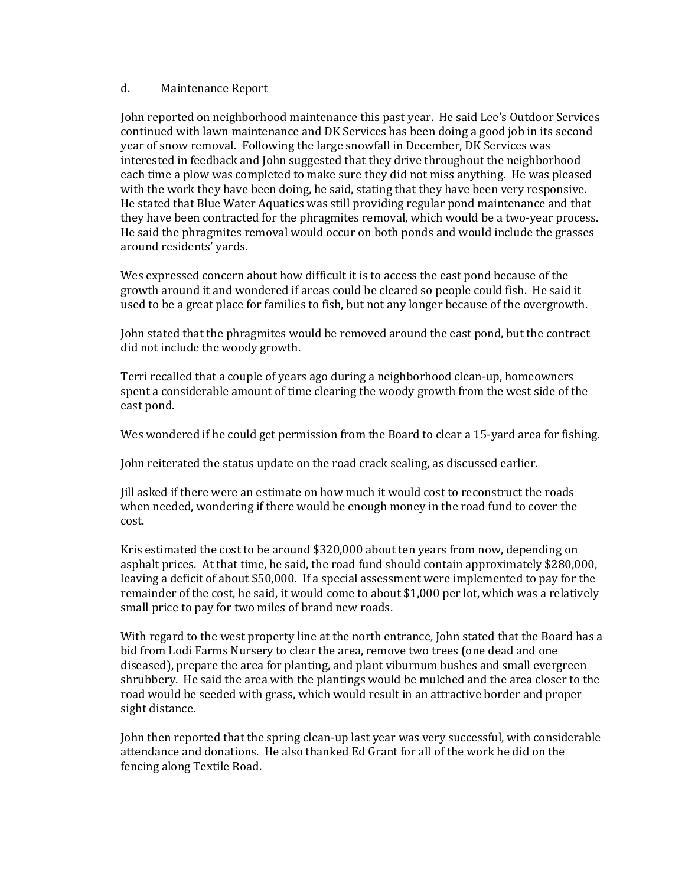d. Maintenance Report

John reported on neighborhood maintenance this past year. He said Lee's Outdoor Services continued with lawn maintenance and DK Services has been doing a good job in its second year of snow removal. Following the large snowfall in December, DK Services was interested in feedback and John suggested that they drive throughout the neighborhood each time a plow was completed to make sure they did not miss anything. He was pleased with the work they have been doing, he said, stating that they have been very responsive. He stated that Blue Water Aquatics was still providing regular pond maintenance and that they have been contracted for the phragmites removal, which would be a two-year process. He said the phragmites removal would occur on both ponds and would include the grasses around residents' yards.

Wes expressed concern about how difficult it is to access the east pond because of the growth around it and wondered if areas could be cleared so people could fish. He said it used to be a great place for families to fish, but not any longer because of the overgrowth.

John stated that the phragmites would be removed around the east pond, but the contract did not include the woody growth.

Terri recalled that a couple of years ago during a neighborhood clean-up, homeowners spent a considerable amount of time clearing the woody growth from the west side of the east pond.

Wes wondered if he could get permission from the Board to clear a 15-yard area for fishing.

John reiterated the status update on the road crack sealing, as discussed earlier.

Jill asked if there were an estimate on how much it would cost to reconstruct the roads when needed, wondering if there would be enough money in the road fund to cover the cost.

Kris estimated the cost to be around $320,000 about ten years from now, depending on asphalt prices. At that time, he said, the road fund should contain approximately $280,000, leaving a deficit of about $50,000. If a special assessment were implemented to pay for the remainder of the cost, he said, it would come to about $1,000 per lot, which was a relatively small price to pay for two miles of brand new roads.

With regard to the west property line at the north entrance, John stated that the Board has a bid from Lodi Farms Nursery to clear the area, remove two trees (one dead and one diseased), prepare the area for planting, and plant viburnum bushes and small evergreen shrubbery. He said the area with the plantings would be mulched and the area closer to the road would be seeded with grass, which would result in an attractive border and proper sight distance.

John then reported that the spring clean-up last year was very successful, with considerable attendance and donations. He also thanked Ed Grant for all of the work he did on the fencing along Textile Road.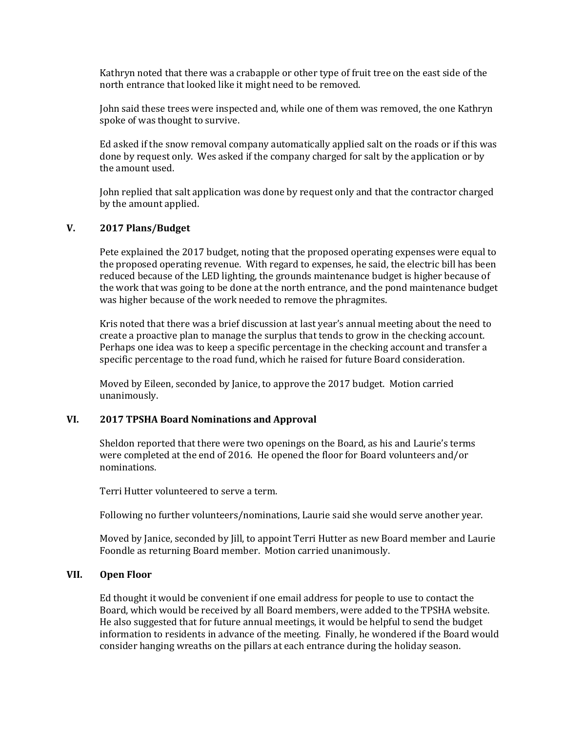Kathryn noted that there was a crabapple or other type of fruit tree on the east side of the north entrance that looked like it might need to be removed.

John said these trees were inspected and, while one of them was removed, the one Kathryn spoke of was thought to survive.

Ed asked if the snow removal company automatically applied salt on the roads or if this was done by request only. Wes asked if the company charged for salt by the application or by the amount used.

John replied that salt application was done by request only and that the contractor charged by the amount applied.

## V. 2017 Plans/Budget

Pete explained the 2017 budget, noting that the proposed operating expenses were equal to the proposed operating revenue. With regard to expenses, he said, the electric bill has been reduced because of the LED lighting, the grounds maintenance budget is higher because of the work that was going to be done at the north entrance, and the pond maintenance budget was higher because of the work needed to remove the phragmites.

Kris noted that there was a brief discussion at last year's annual meeting about the need to create a proactive plan to manage the surplus that tends to grow in the checking account. Perhaps one idea was to keep a specific percentage in the checking account and transfer a specific percentage to the road fund, which he raised for future Board consideration.

Moved by Eileen, seconded by Janice, to approve the 2017 budget. Motion carried unanimously.

## VI. 2017 TPSHA Board Nominations and Approval

Sheldon reported that there were two openings on the Board, as his and Laurie's terms were completed at the end of 2016. He opened the floor for Board volunteers and/or nominations.

Terri Hutter volunteered to serve a term.

Following no further volunteers/nominations, Laurie said she would serve another year.

Moved by Janice, seconded by Jill, to appoint Terri Hutter as new Board member and Laurie Foondle as returning Board member. Motion carried unanimously.

## VII. Open Floor

Ed thought it would be convenient if one email address for people to use to contact the Board, which would be received by all Board members, were added to the TPSHA website. He also suggested that for future annual meetings, it would be helpful to send the budget information to residents in advance of the meeting. Finally, he wondered if the Board would consider hanging wreaths on the pillars at each entrance during the holiday season.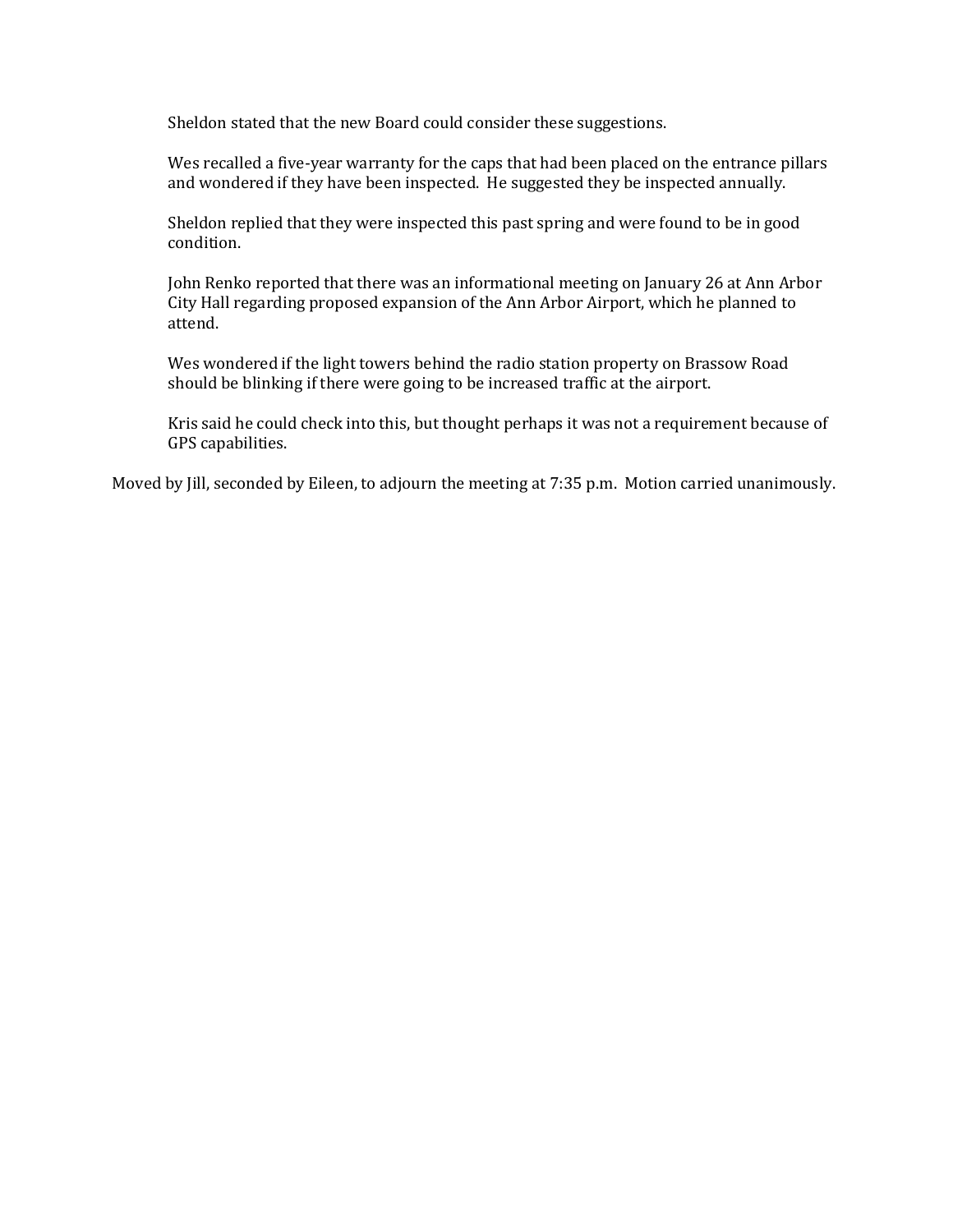Sheldon stated that the new Board could consider these suggestions.

Wes recalled a five-year warranty for the caps that had been placed on the entrance pillars and wondered if they have been inspected. He suggested they be inspected annually.

Sheldon replied that they were inspected this past spring and were found to be in good condition.

John Renko reported that there was an informational meeting on January 26 at Ann Arbor City Hall regarding proposed expansion of the Ann Arbor Airport, which he planned to attend.

Wes wondered if the light towers behind the radio station property on Brassow Road should be blinking if there were going to be increased traffic at the airport.

Kris said he could check into this, but thought perhaps it was not a requirement because of GPS capabilities.

Moved by Jill, seconded by Eileen, to adjourn the meeting at 7:35 p.m. Motion carried unanimously.